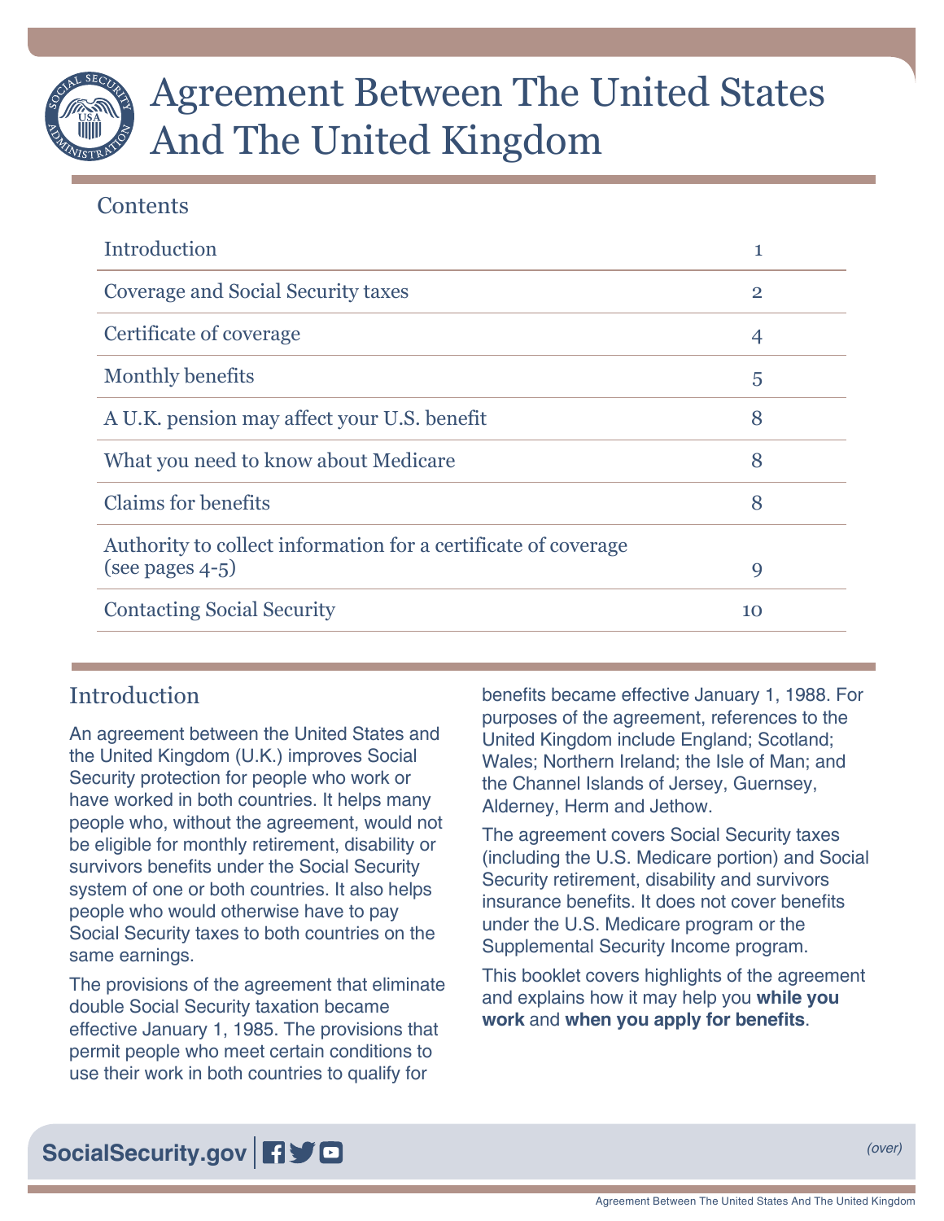# Agreement Between The United States And The United Kingdom

## Contents

| | |
|---|---|
| Introduction | 1 |
| Coverage and Social Security taxes | 2 |
| Certificate of coverage | 4 |
| Monthly benefits | 5 |
| A U.K. pension may affect your U.S. benefit | 8 |
| What you need to know about Medicare | 8 |
| Claims for benefits | 8 |
| Authority to collect information for a certificate of coverage (see pages 4-5) | 9 |
| Contacting Social Security | 10 |

## Introduction

An agreement between the United States and the United Kingdom (U.K.) improves Social Security protection for people who work or have worked in both countries. It helps many people who, without the agreement, would not be eligible for monthly retirement, disability or survivors benefits under the Social Security system of one or both countries. It also helps people who would otherwise have to pay Social Security taxes to both countries on the same earnings.

The provisions of the agreement that eliminate double Social Security taxation became effective January 1, 1985. The provisions that permit people who meet certain conditions to use their work in both countries to qualify for benefits became effective January 1, 1988. For purposes of the agreement, references to the United Kingdom include England; Scotland; Wales; Northern Ireland; the Isle of Man; and the Channel Islands of Jersey, Guernsey, Alderney, Herm and Jethow.

The agreement covers Social Security taxes (including the U.S. Medicare portion) and Social Security retirement, disability and survivors insurance benefits. It does not cover benefits under the U.S. Medicare program or the Supplemental Security Income program.

This booklet covers highlights of the agreement and explains how it may help you **while you work** and **when you apply for benefits**.

SocialSecurity.gov

*(over)*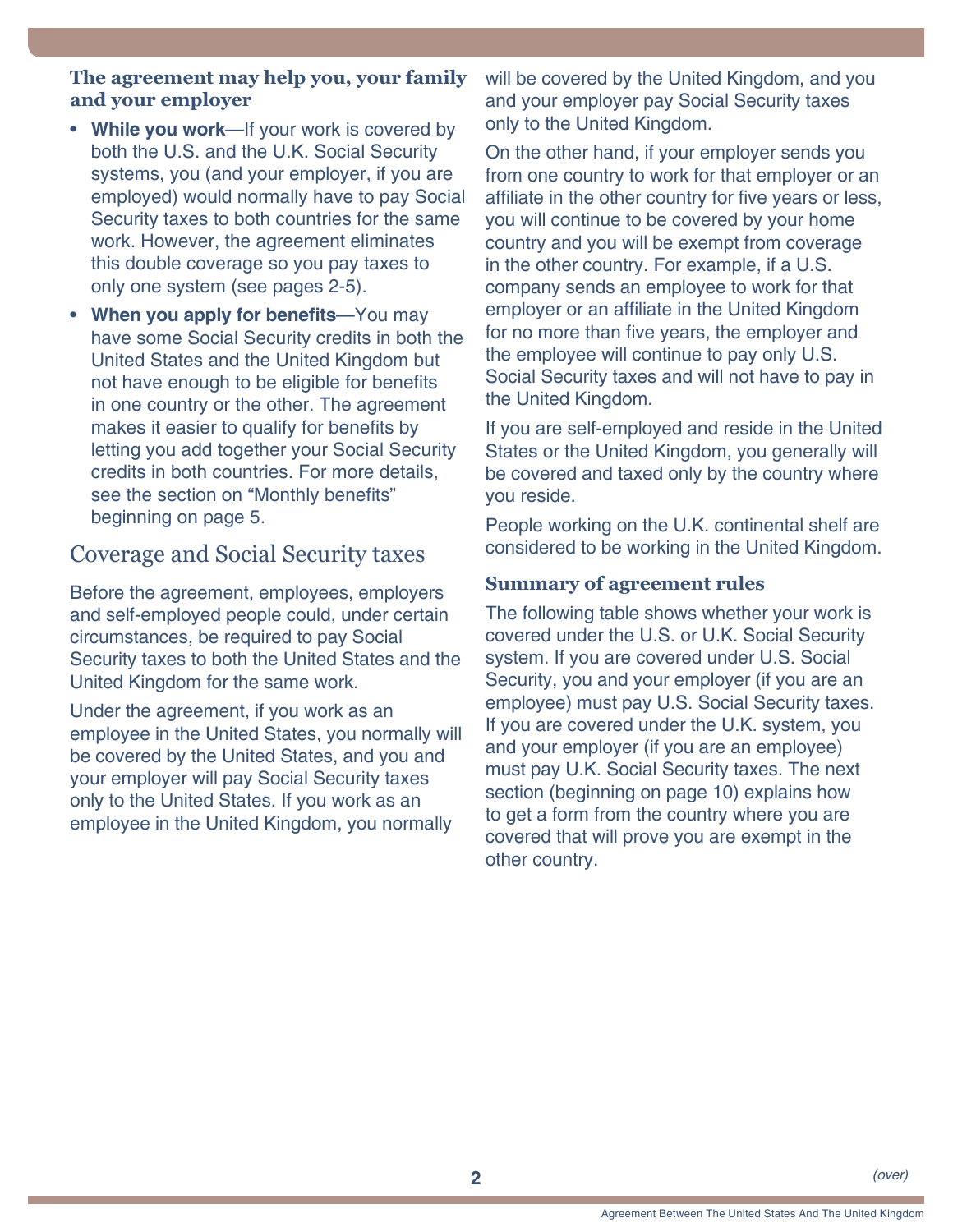### The agreement may help you, your family and your employer

- **While you work**—If your work is covered by both the U.S. and the U.K. Social Security systems, you (and your employer, if you are employed) would normally have to pay Social Security taxes to both countries for the same work. However, the agreement eliminates this double coverage so you pay taxes to only one system (see pages 2-5).
- **When you apply for benefits**—You may have some Social Security credits in both the United States and the United Kingdom but not have enough to be eligible for benefits in one country or the other. The agreement makes it easier to qualify for benefits by letting you add together your Social Security credits in both countries. For more details, see the section on "Monthly benefits" beginning on page 5.

## Coverage and Social Security taxes

Before the agreement, employees, employers and self-employed people could, under certain circumstances, be required to pay Social Security taxes to both the United States and the United Kingdom for the same work.

Under the agreement, if you work as an employee in the United States, you normally will be covered by the United States, and you and your employer will pay Social Security taxes only to the United States. If you work as an employee in the United Kingdom, you normally will be covered by the United Kingdom, and you and your employer pay Social Security taxes only to the United Kingdom.

On the other hand, if your employer sends you from one country to work for that employer or an affiliate in the other country for five years or less, you will continue to be covered by your home country and you will be exempt from coverage in the other country. For example, if a U.S. company sends an employee to work for that employer or an affiliate in the United Kingdom for no more than five years, the employer and the employee will continue to pay only U.S. Social Security taxes and will not have to pay in the United Kingdom.

If you are self-employed and reside in the United States or the United Kingdom, you generally will be covered and taxed only by the country where you reside.

People working on the U.K. continental shelf are considered to be working in the United Kingdom.

### Summary of agreement rules

The following table shows whether your work is covered under the U.S. or U.K. Social Security system. If you are covered under U.S. Social Security, you and your employer (if you are an employee) must pay U.S. Social Security taxes. If you are covered under the U.K. system, you and your employer (if you are an employee) must pay U.K. Social Security taxes. The next section (beginning on page 10) explains how to get a form from the country where you are covered that will prove you are exempt in the other country.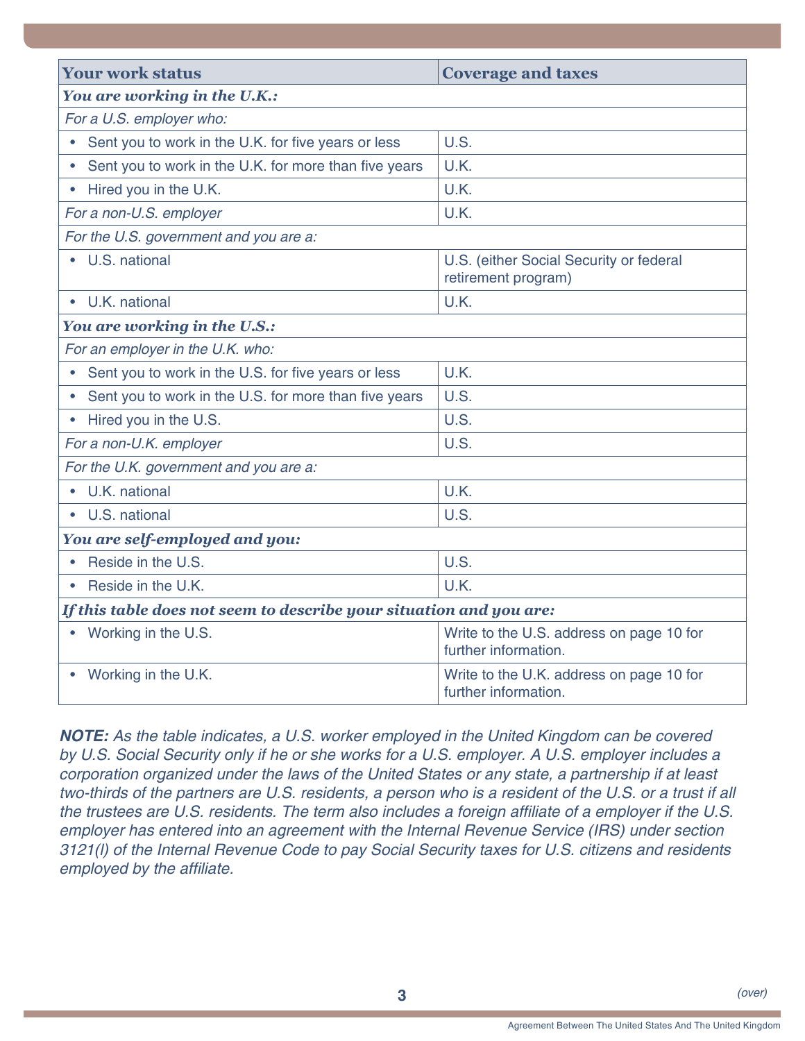| Your work status | Coverage and taxes |
|---|---|
| ***You are working in the U.K.:*** | |
| *For a U.S. employer who:* | |
| • Sent you to work in the U.K. for five years or less | U.S. |
| • Sent you to work in the U.K. for more than five years | U.K. |
| • Hired you in the U.K. | U.K. |
| *For a non-U.S. employer* | U.K. |
| *For the U.S. government and you are a:* | |
| • U.S. national | U.S. (either Social Security or federal retirement program) |
| • U.K. national | U.K. |
| ***You are working in the U.S.:*** | |
| *For an employer in the U.K. who:* | |
| • Sent you to work in the U.S. for five years or less | U.K. |
| • Sent you to work in the U.S. for more than five years | U.S. |
| • Hired you in the U.S. | U.S. |
| *For a non-U.K. employer* | U.S. |
| *For the U.K. government and you are a:* | |
| • U.K. national | U.K. |
| • U.S. national | U.S. |
| ***You are self-employed and you:*** | |
| • Reside in the U.S. | U.S. |
| • Reside in the U.K. | U.K. |
| ***If this table does not seem to describe your situation and you are:*** | |
| • Working in the U.S. | Write to the U.S. address on page 10 for further information. |
| • Working in the U.K. | Write to the U.K. address on page 10 for further information. |

***NOTE:*** *As the table indicates, a U.S. worker employed in the United Kingdom can be covered by U.S. Social Security only if he or she works for a U.S. employer. A U.S. employer includes a corporation organized under the laws of the United States or any state, a partnership if at least two-thirds of the partners are U.S. residents, a person who is a resident of the U.S. or a trust if all the trustees are U.S. residents. The term also includes a foreign affiliate of a employer if the U.S. employer has entered into an agreement with the Internal Revenue Service (IRS) under section 3121(l) of the Internal Revenue Code to pay Social Security taxes for U.S. citizens and residents employed by the affiliate.*

*(over)*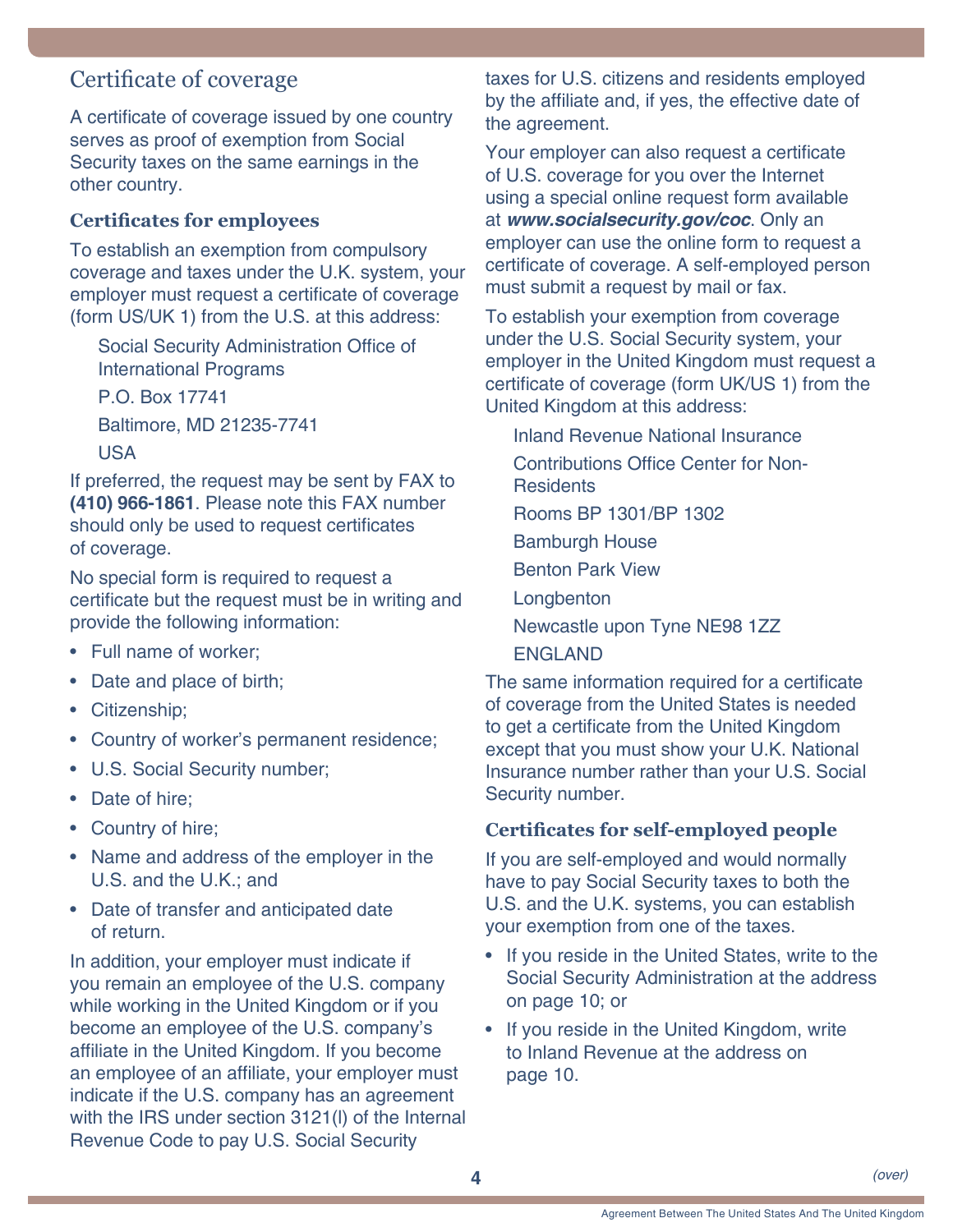## Certificate of coverage

A certificate of coverage issued by one country serves as proof of exemption from Social Security taxes on the same earnings in the other country.

### Certificates for employees

To establish an exemption from compulsory coverage and taxes under the U.K. system, your employer must request a certificate of coverage (form US/UK 1) from the U.S. at this address:

Social Security Administration Office of International Programs
P.O. Box 17741
Baltimore, MD 21235-7741
USA

If preferred, the request may be sent by FAX to **(410) 966-1861**. Please note this FAX number should only be used to request certificates of coverage.

No special form is required to request a certificate but the request must be in writing and provide the following information:

- Full name of worker;
- Date and place of birth;
- Citizenship;
- Country of worker's permanent residence;
- U.S. Social Security number;
- Date of hire;
- Country of hire;
- Name and address of the employer in the U.S. and the U.K.; and
- Date of transfer and anticipated date of return.

In addition, your employer must indicate if you remain an employee of the U.S. company while working in the United Kingdom or if you become an employee of the U.S. company's affiliate in the United Kingdom. If you become an employee of an affiliate, your employer must indicate if the U.S. company has an agreement with the IRS under section 3121(l) of the Internal Revenue Code to pay U.S. Social Security taxes for U.S. citizens and residents employed by the affiliate and, if yes, the effective date of the agreement.

Your employer can also request a certificate of U.S. coverage for you over the Internet using a special online request form available at ***www.socialsecurity.gov/coc***. Only an employer can use the online form to request a certificate of coverage. A self-employed person must submit a request by mail or fax.

To establish your exemption from coverage under the U.S. Social Security system, your employer in the United Kingdom must request a certificate of coverage (form UK/US 1) from the United Kingdom at this address:

Inland Revenue National Insurance
Contributions Office Center for Non-Residents
Rooms BP 1301/BP 1302
Bamburgh House
Benton Park View
Longbenton
Newcastle upon Tyne NE98 1ZZ
ENGLAND

The same information required for a certificate of coverage from the United States is needed to get a certificate from the United Kingdom except that you must show your U.K. National Insurance number rather than your U.S. Social Security number.

### Certificates for self-employed people

If you are self-employed and would normally have to pay Social Security taxes to both the U.S. and the U.K. systems, you can establish your exemption from one of the taxes.

- If you reside in the United States, write to the Social Security Administration at the address on page 10; or
- If you reside in the United Kingdom, write to Inland Revenue at the address on page 10.

*(over)*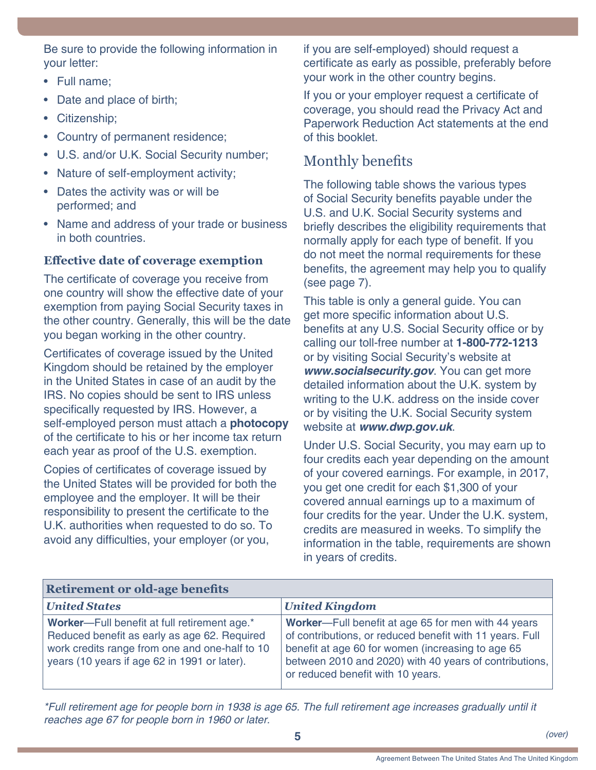Be sure to provide the following information in your letter:

- Full name;
- Date and place of birth;
- Citizenship;
- Country of permanent residence;
- U.S. and/or U.K. Social Security number;
- Nature of self-employment activity;
- Dates the activity was or will be performed; and
- Name and address of your trade or business in both countries.

### Effective date of coverage exemption

The certificate of coverage you receive from one country will show the effective date of your exemption from paying Social Security taxes in the other country. Generally, this will be the date you began working in the other country.

Certificates of coverage issued by the United Kingdom should be retained by the employer in the United States in case of an audit by the IRS. No copies should be sent to IRS unless specifically requested by IRS. However, a self-employed person must attach a **photocopy** of the certificate to his or her income tax return each year as proof of the U.S. exemption.

Copies of certificates of coverage issued by the United States will be provided for both the employee and the employer. It will be their responsibility to present the certificate to the U.K. authorities when requested to do so. To avoid any difficulties, your employer (or you, if you are self-employed) should request a certificate as early as possible, preferably before your work in the other country begins.

If you or your employer request a certificate of coverage, you should read the Privacy Act and Paperwork Reduction Act statements at the end of this booklet.

## Monthly benefits

The following table shows the various types of Social Security benefits payable under the U.S. and U.K. Social Security systems and briefly describes the eligibility requirements that normally apply for each type of benefit. If you do not meet the normal requirements for these benefits, the agreement may help you to qualify (see page 7).

This table is only a general guide. You can get more specific information about U.S. benefits at any U.S. Social Security office or by calling our toll-free number at **1-800-772-1213** or by visiting Social Security's website at ***www.socialsecurity.gov***. You can get more detailed information about the U.K. system by writing to the U.K. address on the inside cover or by visiting the U.K. Social Security system website at ***www.dwp.gov.uk***.

Under U.S. Social Security, you may earn up to four credits each year depending on the amount of your covered earnings. For example, in 2017, you get one credit for each $1,300 of your covered annual earnings up to a maximum of four credits for the year. Under the U.K. system, credits are measured in weeks. To simplify the information in the table, requirements are shown in years of credits.

| **Retirement or old-age benefits** | |
|---|---|
| ***United States*** | ***United Kingdom*** |
| **Worker**—Full benefit at full retirement age.* Reduced benefit as early as age 62. Required work credits range from one and one-half to 10 years (10 years if age 62 in 1991 or later). | **Worker**—Full benefit at age 65 for men with 44 years of contributions, or reduced benefit with 11 years. Full benefit at age 60 for women (increasing to age 65 between 2010 and 2020) with 40 years of contributions, or reduced benefit with 10 years. |

*\*Full retirement age for people born in 1938 is age 65. The full retirement age increases gradually until it reaches age 67 for people born in 1960 or later.*

(over)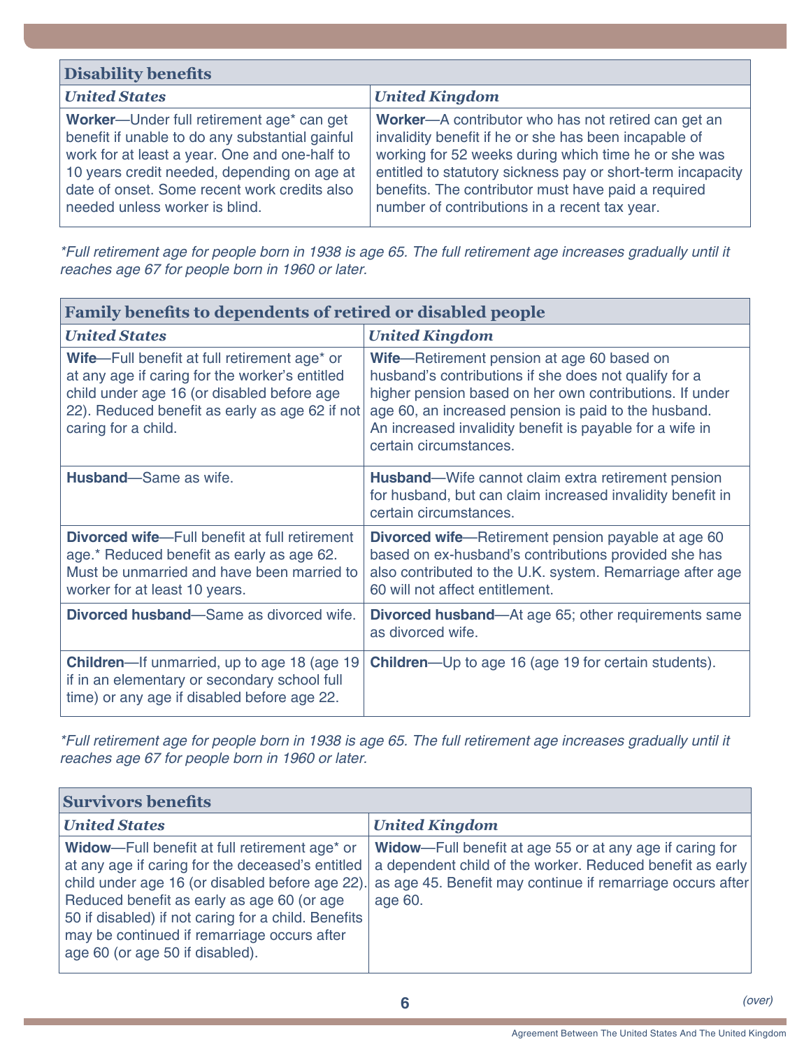| Disability benefits | |
|---|---|
| ***United States*** | ***United Kingdom*** |
| **Worker**—Under full retirement age* can get benefit if unable to do any substantial gainful work for at least a year. One and one-half to 10 years credit needed, depending on age at date of onset. Some recent work credits also needed unless worker is blind. | **Worker**—A contributor who has not retired can get an invalidity benefit if he or she has been incapable of working for 52 weeks during which time he or she was entitled to statutory sickness pay or short-term incapacity benefits. The contributor must have paid a required number of contributions in a recent tax year. |

*\*Full retirement age for people born in 1938 is age 65. The full retirement age increases gradually until it reaches age 67 for people born in 1960 or later.*

| Family benefits to dependents of retired or disabled people | |
|---|---|
| ***United States*** | ***United Kingdom*** |
| **Wife**—Full benefit at full retirement age* or at any age if caring for the worker's entitled child under age 16 (or disabled before age 22). Reduced benefit as early as age 62 if not caring for a child. | **Wife**—Retirement pension at age 60 based on husband's contributions if she does not qualify for a higher pension based on her own contributions. If under age 60, an increased pension is paid to the husband. An increased invalidity benefit is payable for a wife in certain circumstances. |
| **Husband**—Same as wife. | **Husband**—Wife cannot claim extra retirement pension for husband, but can claim increased invalidity benefit in certain circumstances. |
| **Divorced wife**—Full benefit at full retirement age.* Reduced benefit as early as age 62. Must be unmarried and have been married to worker for at least 10 years. | **Divorced wife**—Retirement pension payable at age 60 based on ex-husband's contributions provided she has also contributed to the U.K. system. Remarriage after age 60 will not affect entitlement. |
| **Divorced husband**—Same as divorced wife. | **Divorced husband**—At age 65; other requirements same as divorced wife. |
| **Children**—If unmarried, up to age 18 (age 19 if in an elementary or secondary school full time) or any age if disabled before age 22. | **Children**—Up to age 16 (age 19 for certain students). |

*\*Full retirement age for people born in 1938 is age 65. The full retirement age increases gradually until it reaches age 67 for people born in 1960 or later.*

| Survivors benefits | |
|---|---|
| ***United States*** | ***United Kingdom*** |
| **Widow**—Full benefit at full retirement age* or at any age if caring for the deceased's entitled child under age 16 (or disabled before age 22). Reduced benefit as early as age 60 (or age 50 if disabled) if not caring for a child. Benefits may be continued if remarriage occurs after age 60 (or age 50 if disabled). | **Widow**—Full benefit at age 55 or at any age if caring for a dependent child of the worker. Reduced benefit as early as age 45. Benefit may continue if remarriage occurs after age 60. |

*(over)*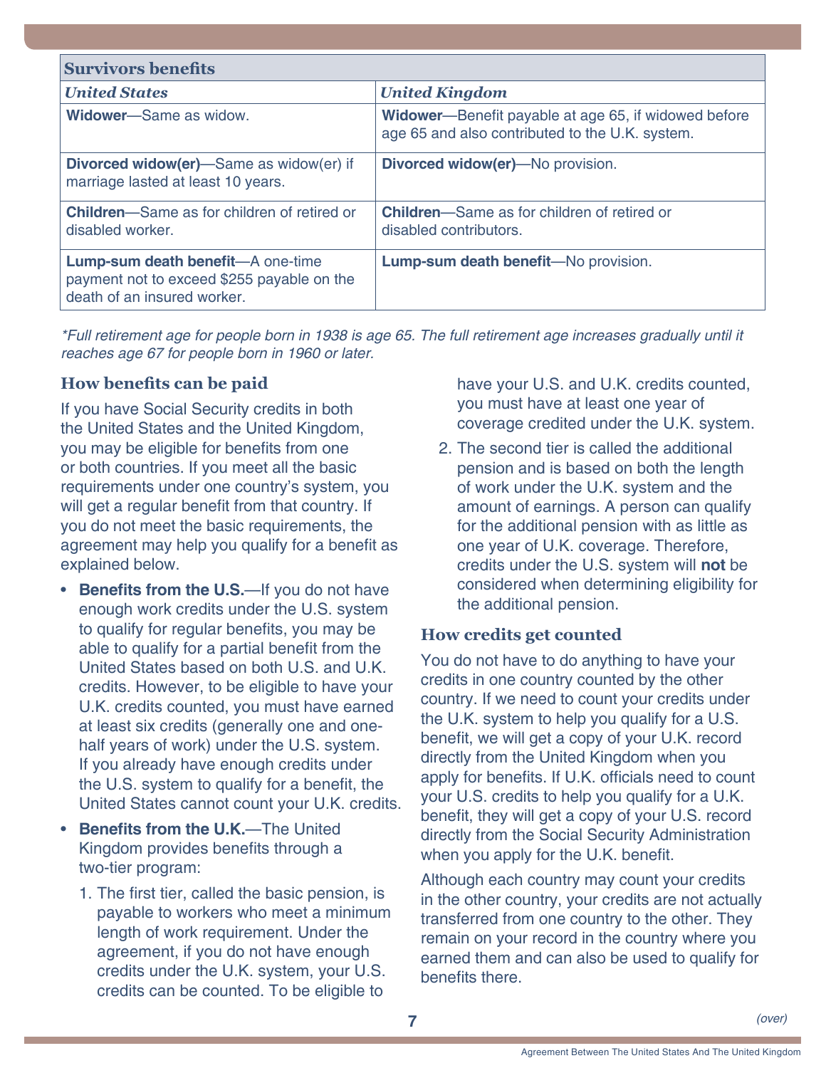| Survivors benefits | |
|---|---|
| *United States* | *United Kingdom* |
| **Widower**—Same as widow. | **Widower**—Benefit payable at age 65, if widowed before age 65 and also contributed to the U.K. system. |
| **Divorced widow(er)**—Same as widow(er) if marriage lasted at least 10 years. | **Divorced widow(er)**—No provision. |
| **Children**—Same as for children of retired or disabled worker. | **Children**—Same as for children of retired or disabled contributors. |
| **Lump-sum death benefit**—A one-time payment not to exceed $255 payable on the death of an insured worker. | **Lump-sum death benefit**—No provision. |

**Full retirement age for people born in 1938 is age 65. The full retirement age increases gradually until it reaches age 67 for people born in 1960 or later.*

## How benefits can be paid

If you have Social Security credits in both the United States and the United Kingdom, you may be eligible for benefits from one or both countries. If you meet all the basic requirements under one country's system, you will get a regular benefit from that country. If you do not meet the basic requirements, the agreement may help you qualify for a benefit as explained below.

- **Benefits from the U.S.**—If you do not have enough work credits under the U.S. system to qualify for regular benefits, you may be able to qualify for a partial benefit from the United States based on both U.S. and U.K. credits. However, to be eligible to have your U.K. credits counted, you must have earned at least six credits (generally one and one-half years of work) under the U.S. system. If you already have enough credits under the U.S. system to qualify for a benefit, the United States cannot count your U.K. credits.
- **Benefits from the U.K.**—The United Kingdom provides benefits through a two-tier program:
  1. The first tier, called the basic pension, is payable to workers who meet a minimum length of work requirement. Under the agreement, if you do not have enough credits under the U.K. system, your U.S. credits can be counted. To be eligible to have your U.S. and U.K. credits counted, you must have at least one year of coverage credited under the U.K. system.
  2. The second tier is called the additional pension and is based on both the length of work under the U.K. system and the amount of earnings. A person can qualify for the additional pension with as little as one year of U.K. coverage. Therefore, credits under the U.S. system will **not** be considered when determining eligibility for the additional pension.

## How credits get counted

You do not have to do anything to have your credits in one country counted by the other country. If we need to count your credits under the U.K. system to help you qualify for a U.S. benefit, we will get a copy of your U.K. record directly from the United Kingdom when you apply for benefits. If U.K. officials need to count your U.S. credits to help you qualify for a U.K. benefit, they will get a copy of your U.S. record directly from the Social Security Administration when you apply for the U.K. benefit.

Although each country may count your credits in the other country, your credits are not actually transferred from one country to the other. They remain on your record in the country where you earned them and can also be used to qualify for benefits there.

*(over)*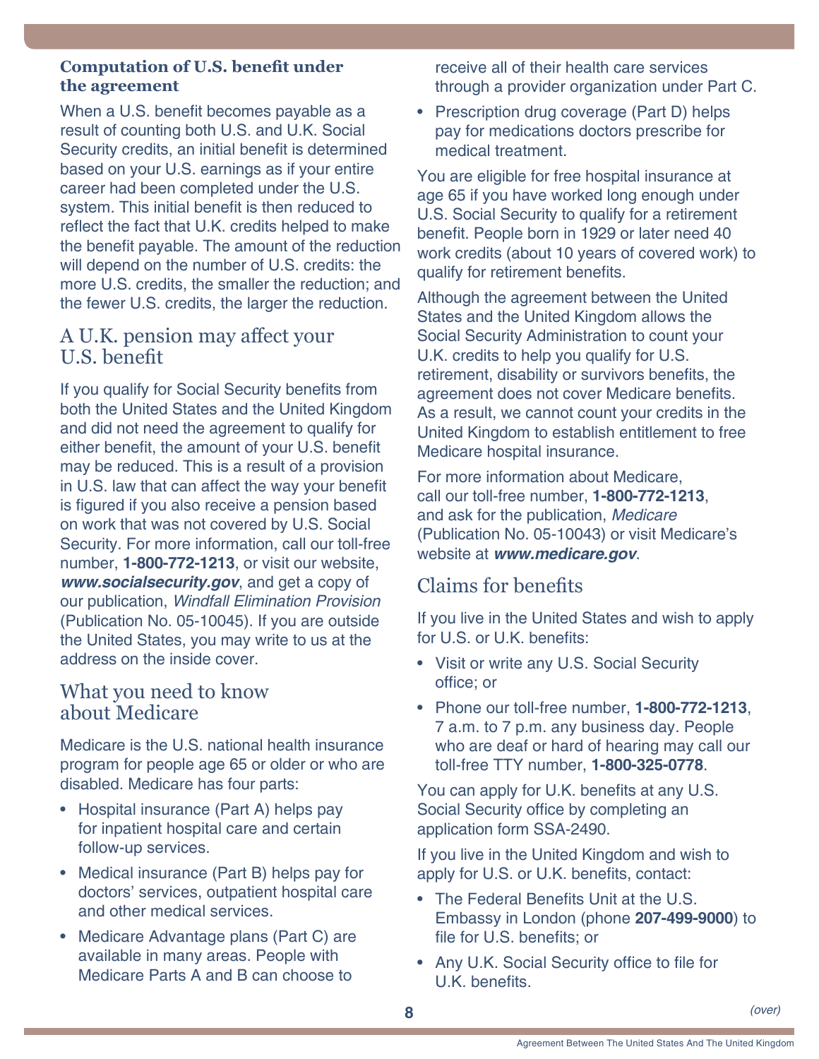### Computation of U.S. benefit under the agreement

When a U.S. benefit becomes payable as a result of counting both U.S. and U.K. Social Security credits, an initial benefit is determined based on your U.S. earnings as if your entire career had been completed under the U.S. system. This initial benefit is then reduced to reflect the fact that U.K. credits helped to make the benefit payable. The amount of the reduction will depend on the number of U.S. credits: the more U.S. credits, the smaller the reduction; and the fewer U.S. credits, the larger the reduction.

## A U.K. pension may affect your U.S. benefit

If you qualify for Social Security benefits from both the United States and the United Kingdom and did not need the agreement to qualify for either benefit, the amount of your U.S. benefit may be reduced. This is a result of a provision in U.S. law that can affect the way your benefit is figured if you also receive a pension based on work that was not covered by U.S. Social Security. For more information, call our toll-free number, **1-800-772-1213**, or visit our website, ***www.socialsecurity.gov***, and get a copy of our publication, *Windfall Elimination Provision* (Publication No. 05-10045). If you are outside the United States, you may write to us at the address on the inside cover.

## What you need to know about Medicare

Medicare is the U.S. national health insurance program for people age 65 or older or who are disabled. Medicare has four parts:

- Hospital insurance (Part A) helps pay for inpatient hospital care and certain follow-up services.
- Medical insurance (Part B) helps pay for doctors' services, outpatient hospital care and other medical services.
- Medicare Advantage plans (Part C) are available in many areas. People with Medicare Parts A and B can choose to receive all of their health care services through a provider organization under Part C.
- Prescription drug coverage (Part D) helps pay for medications doctors prescribe for medical treatment.

You are eligible for free hospital insurance at age 65 if you have worked long enough under U.S. Social Security to qualify for a retirement benefit. People born in 1929 or later need 40 work credits (about 10 years of covered work) to qualify for retirement benefits.

Although the agreement between the United States and the United Kingdom allows the Social Security Administration to count your U.K. credits to help you qualify for U.S. retirement, disability or survivors benefits, the agreement does not cover Medicare benefits. As a result, we cannot count your credits in the United Kingdom to establish entitlement to free Medicare hospital insurance.

For more information about Medicare, call our toll-free number, **1-800-772-1213**, and ask for the publication, *Medicare* (Publication No. 05-10043) or visit Medicare's website at ***www.medicare.gov***.

## Claims for benefits

If you live in the United States and wish to apply for U.S. or U.K. benefits:

- Visit or write any U.S. Social Security office; or
- Phone our toll-free number, **1-800-772-1213**, 7 a.m. to 7 p.m. any business day. People who are deaf or hard of hearing may call our toll-free TTY number, **1-800-325-0778**.

You can apply for U.K. benefits at any U.S. Social Security office by completing an application form SSA-2490.

If you live in the United Kingdom and wish to apply for U.S. or U.K. benefits, contact:

- The Federal Benefits Unit at the U.S. Embassy in London (phone **207-499-9000**) to file for U.S. benefits; or
- Any U.K. Social Security office to file for U.K. benefits.

*(over)*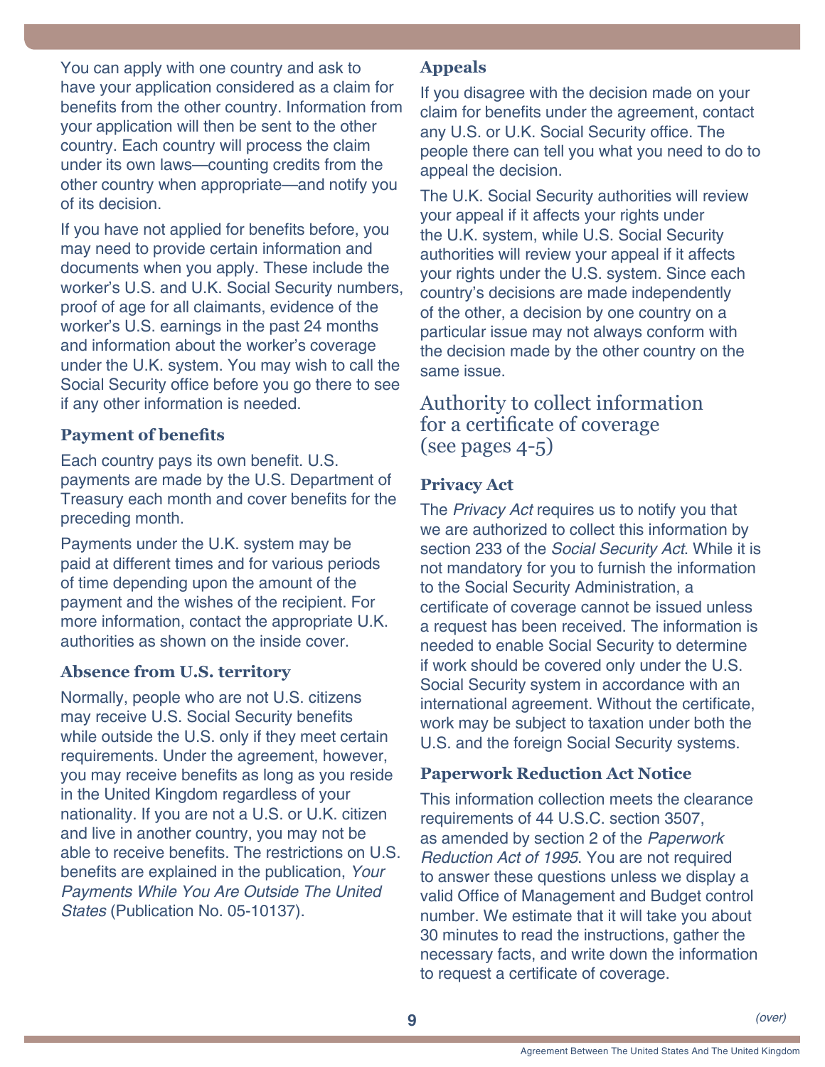You can apply with one country and ask to have your application considered as a claim for benefits from the other country. Information from your application will then be sent to the other country. Each country will process the claim under its own laws—counting credits from the other country when appropriate—and notify you of its decision.

If you have not applied for benefits before, you may need to provide certain information and documents when you apply. These include the worker's U.S. and U.K. Social Security numbers, proof of age for all claimants, evidence of the worker's U.S. earnings in the past 24 months and information about the worker's coverage under the U.K. system. You may wish to call the Social Security office before you go there to see if any other information is needed.

### Payment of benefits

Each country pays its own benefit. U.S. payments are made by the U.S. Department of Treasury each month and cover benefits for the preceding month.

Payments under the U.K. system may be paid at different times and for various periods of time depending upon the amount of the payment and the wishes of the recipient. For more information, contact the appropriate U.K. authorities as shown on the inside cover.

### Absence from U.S. territory

Normally, people who are not U.S. citizens may receive U.S. Social Security benefits while outside the U.S. only if they meet certain requirements. Under the agreement, however, you may receive benefits as long as you reside in the United Kingdom regardless of your nationality. If you are not a U.S. or U.K. citizen and live in another country, you may not be able to receive benefits. The restrictions on U.S. benefits are explained in the publication, *Your Payments While You Are Outside The United States* (Publication No. 05-10137).

### Appeals

If you disagree with the decision made on your claim for benefits under the agreement, contact any U.S. or U.K. Social Security office. The people there can tell you what you need to do to appeal the decision.

The U.K. Social Security authorities will review your appeal if it affects your rights under the U.K. system, while U.S. Social Security authorities will review your appeal if it affects your rights under the U.S. system. Since each country's decisions are made independently of the other, a decision by one country on a particular issue may not always conform with the decision made by the other country on the same issue.

## Authority to collect information for a certificate of coverage (see pages 4-5)

### Privacy Act

The *Privacy Act* requires us to notify you that we are authorized to collect this information by section 233 of the *Social Security Act*. While it is not mandatory for you to furnish the information to the Social Security Administration, a certificate of coverage cannot be issued unless a request has been received. The information is needed to enable Social Security to determine if work should be covered only under the U.S. Social Security system in accordance with an international agreement. Without the certificate, work may be subject to taxation under both the U.S. and the foreign Social Security systems.

### Paperwork Reduction Act Notice

This information collection meets the clearance requirements of 44 U.S.C. section 3507, as amended by section 2 of the *Paperwork Reduction Act of 1995*. You are not required to answer these questions unless we display a valid Office of Management and Budget control number. We estimate that it will take you about 30 minutes to read the instructions, gather the necessary facts, and write down the information to request a certificate of coverage.

*(over)*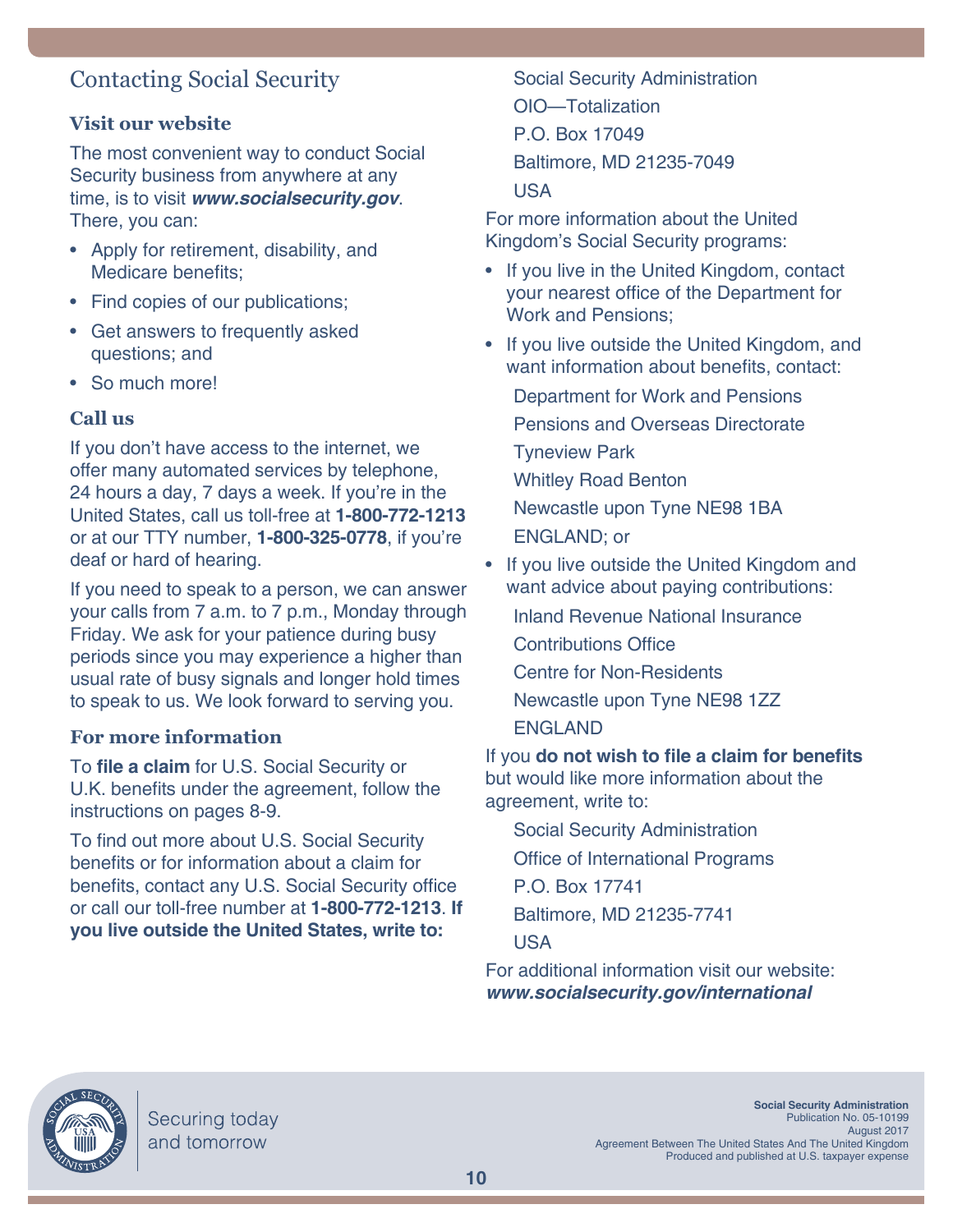## Contacting Social Security

### Visit our website

The most convenient way to conduct Social Security business from anywhere at any time, is to visit ***www.socialsecurity.gov***. There, you can:

- Apply for retirement, disability, and Medicare benefits;
- Find copies of our publications;
- Get answers to frequently asked questions; and
- So much more!

### Call us

If you don't have access to the internet, we offer many automated services by telephone, 24 hours a day, 7 days a week. If you're in the United States, call us toll-free at **1-800-772-1213** or at our TTY number, **1-800-325-0778**, if you're deaf or hard of hearing.

If you need to speak to a person, we can answer your calls from 7 a.m. to 7 p.m., Monday through Friday. We ask for your patience during busy periods since you may experience a higher than usual rate of busy signals and longer hold times to speak to us. We look forward to serving you.

### For more information

To **file a claim** for U.S. Social Security or U.K. benefits under the agreement, follow the instructions on pages 8-9.

To find out more about U.S. Social Security benefits or for information about a claim for benefits, contact any U.S. Social Security office or call our toll-free number at **1-800-772-1213**. **If you live outside the United States, write to:**

Social Security Administration
OIO—Totalization
P.O. Box 17049
Baltimore, MD 21235-7049
USA

For more information about the United Kingdom's Social Security programs:

- If you live in the United Kingdom, contact your nearest office of the Department for Work and Pensions;
- If you live outside the United Kingdom, and want information about benefits, contact:

  Department for Work and Pensions
  Pensions and Overseas Directorate
  Tyneview Park
  Whitley Road Benton
  Newcastle upon Tyne NE98 1BA
  ENGLAND; or

- If you live outside the United Kingdom and want advice about paying contributions:

  Inland Revenue National Insurance
  Contributions Office
  Centre for Non-Residents
  Newcastle upon Tyne NE98 1ZZ
  ENGLAND

If you **do not wish to file a claim for benefits** but would like more information about the agreement, write to:

Social Security Administration
Office of International Programs
P.O. Box 17741
Baltimore, MD 21235-7741
USA

For additional information visit our website: ***www.socialsecurity.gov/international***

Securing today and tomorrow

**Social Security Administration**
Publication No. 05-10199
August 2017
Agreement Between The United States And The United Kingdom
Produced and published at U.S. taxpayer expense